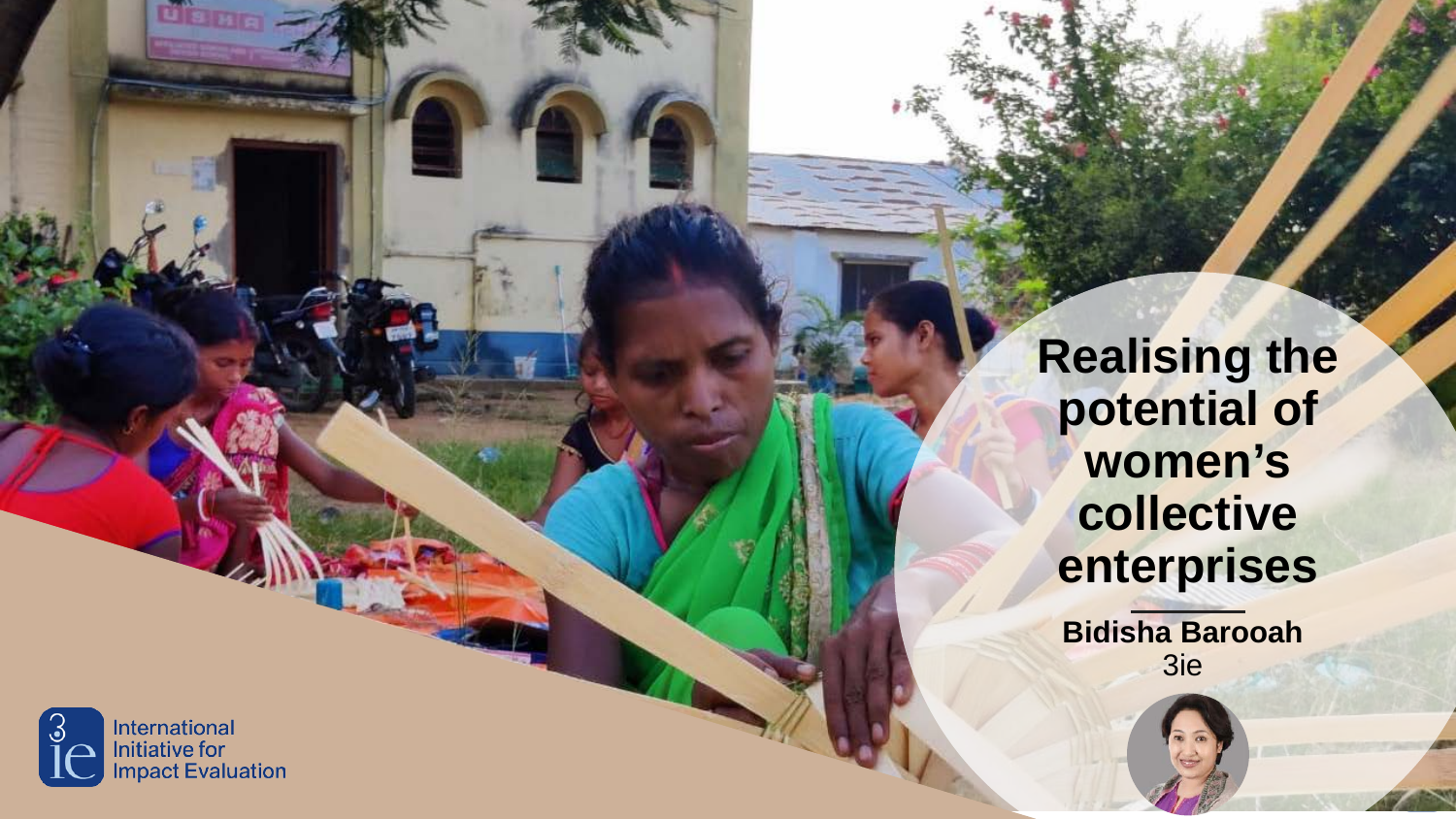# Realising the potential of women's collective enterprises

**Bidisha Barooah**

3ie

International Initiative for Impact Evaluation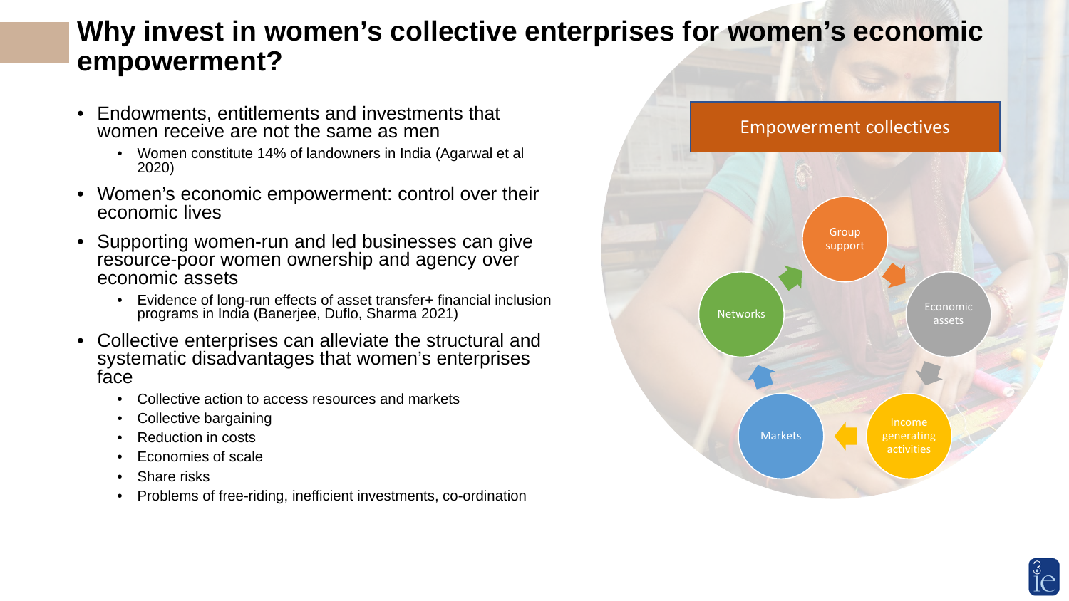# Why invest in women's collective enterprises for women's economic empowerment?

- Endowments, entitlements and investments that women receive are not the same as men
  - Women constitute 14% of landowners in India (Agarwal et al 2020)
- Women's economic empowerment: control over their economic lives
- Supporting women-run and led businesses can give resource-poor women ownership and agency over economic assets
  - Evidence of long-run effects of asset transfer+ financial inclusion programs in India (Banerjee, Duflo, Sharma 2021)
- Collective enterprises can alleviate the structural and systematic disadvantages that women's enterprises face
  - Collective action to access resources and markets
  - Collective bargaining
  - Reduction in costs
  - Economies of scale
  - Share risks
  - Problems of free-riding, inefficient investments, co-ordination

**Empowerment collectives**

Group support → Economic assets → Income generating activities → Markets → Networks → Group support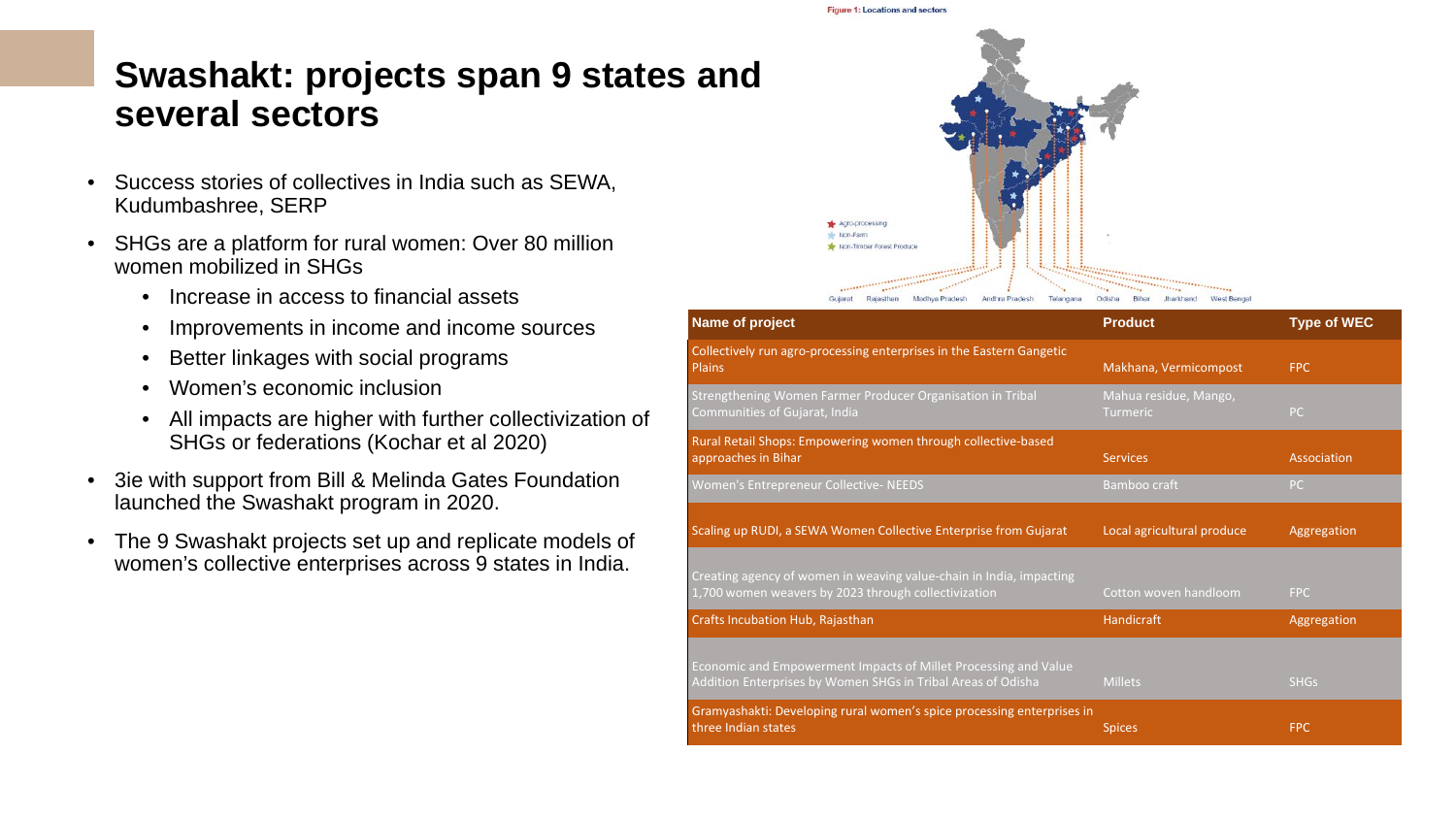# Swashakt: projects span 9 states and several sectors

- Success stories of collectives in India such as SEWA, Kudumbashree, SERP
- SHGs are a platform for rural women: Over 80 million women mobilized in SHGs
  - Increase in access to financial assets
  - Improvements in income and income sources
  - Better linkages with social programs
  - Women's economic inclusion
  - All impacts are higher with further collectivization of SHGs or federations (Kochar et al 2020)
- 3ie with support from Bill & Melinda Gates Foundation launched the Swashakt program in 2020.
- The 9 Swashakt projects set up and replicate models of women's collective enterprises across 9 states in India.

Figure 1: Locations and sectors

Agro-processing
Non-Farm
Non-Timber Forest Produce

Gujarat, Rajasthan, Madhya Pradesh, Andhra Pradesh, Telangana, Odisha, Bihar, Jharkhand, West Bengal

| Name of project | Product | Type of WEC |
|---|---|---|
| Collectively run agro-processing enterprises in the Eastern Gangetic Plains | Makhana, Vermicompost | FPC |
| Strengthening Women Farmer Producer Organisation in Tribal Communities of Gujarat, India | Mahua residue, Mango, Turmeric | PC |
| Rural Retail Shops: Empowering women through collective-based approaches in Bihar | Services | Association |
| Women's Entrepreneur Collective- NEEDS | Bamboo craft | PC |
| Scaling up RUDI, a SEWA Women Collective Enterprise from Gujarat | Local agricultural produce | Aggregation |
| Creating agency of women in weaving value-chain in India, impacting 1,700 women weavers by 2023 through collectivization | Cotton woven handloom | FPC |
| Crafts Incubation Hub, Rajasthan | Handicraft | Aggregation |
| Economic and Empowerment Impacts of Millet Processing and Value Addition Enterprises by Women SHGs in Tribal Areas of Odisha | Millets | SHGs |
| Gramyashakti: Developing rural women's spice processing enterprises in three Indian states | Spices | FPC |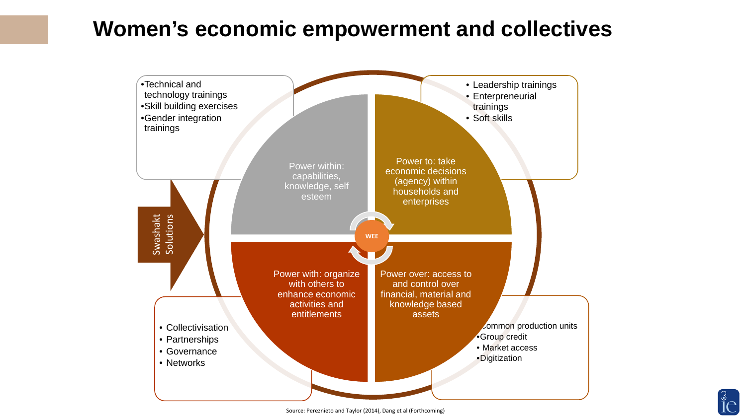# Women's economic empowerment and collectives

- Technical and technology trainings
- Skill building exercises
- Gender integration trainings

- Leadership trainings
- Enterpreneurial trainings
- Soft skills

Power within: capabilities, knowledge, self esteem

Power to: take economic decisions (agency) within households and enterprises

WEE

Power with: organize with others to enhance economic activities and entitlements

Power over: access to and control over financial, material and knowledge based assets

Swashakt Solutions

- Collectivisation
- Partnerships
- Governance
- Networks

- Common production units
- Group credit
- Market access
- Digitization

Source: Pereznieto and Taylor (2014), Dang et al (Forthcoming)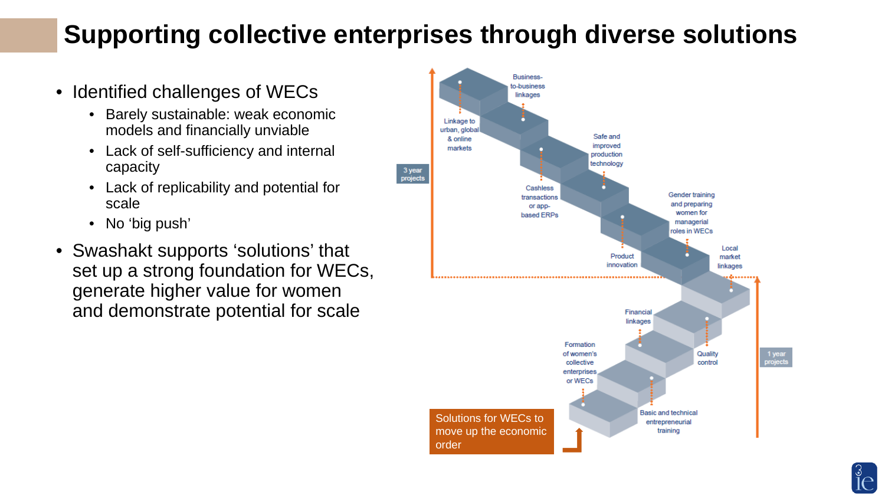# Supporting collective enterprises through diverse solutions

- Identified challenges of WECs
  - Barely sustainable: weak economic models and financially unviable
  - Lack of self-sufficiency and internal capacity
  - Lack of replicability and potential for scale
  - No ‘big push’
- Swashakt supports ‘solutions’ that set up a strong foundation for WECs, generate higher value for women and demonstrate potential for scale

Solutions for WECs to move up the economic order

1 year projects:
- Formation of women's collective enterprises or WECs
- Basic and technical entrepreneurial training
- Financial linkages
- Quality control
- Local market linkages

3 year projects:
- Product innovation
- Gender training and preparing women for managerial roles in WECs
- Cashless transactions or app-based ERPs
- Safe and improved production technology
- Linkage to urban, global & online markets
- Business-to-business linkages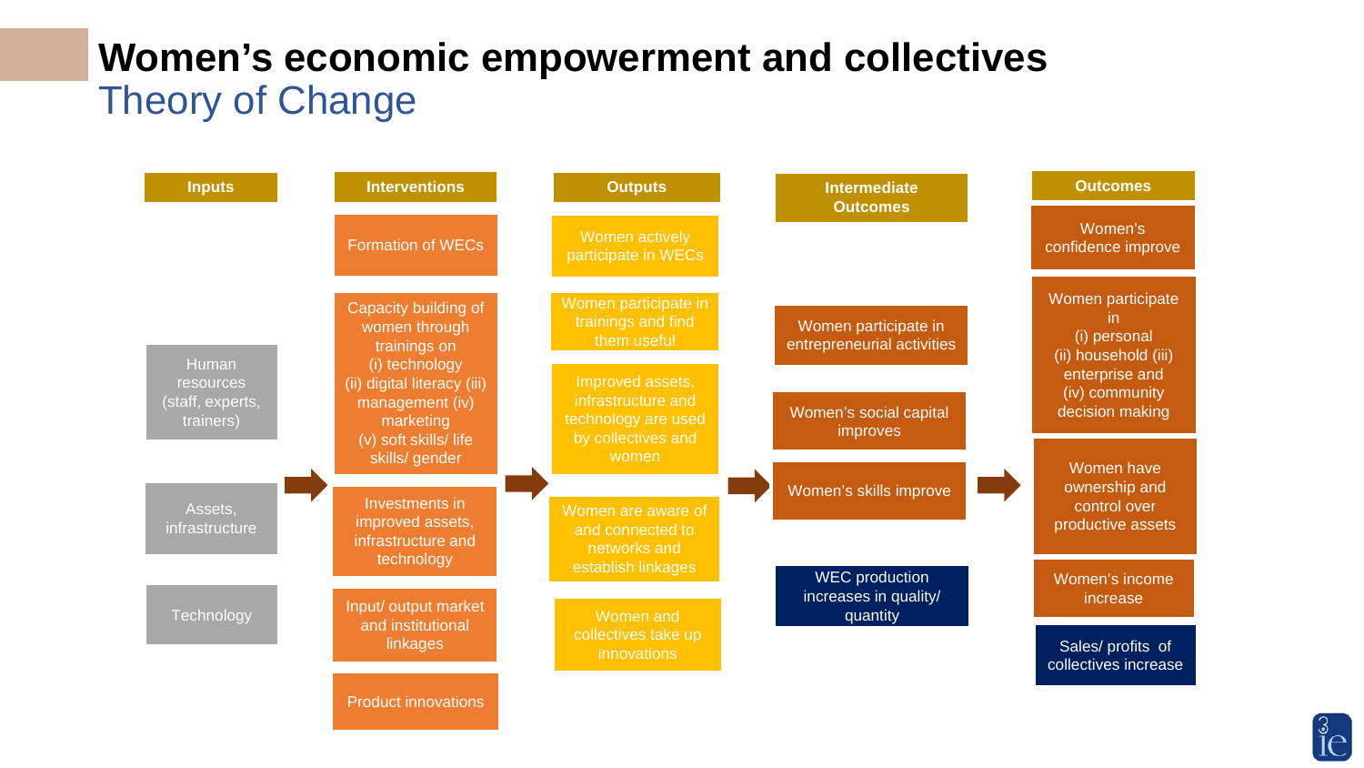# Women's economic empowerment and collectives

## Theory of Change

**Inputs**

- Human resources (staff, experts, trainers)
- Assets, infrastructure
- Technology

**Interventions**

- Formation of WECs
- Capacity building of women through trainings on (i) technology (ii) digital literacy (iii) management (iv) marketing (v) soft skills/ life skills/ gender
- Investments in improved assets, infrastructure and technology
- Input/ output market and institutional linkages
- Product innovations

**Outputs**

- Women actively participate in WECs
- Women participate in trainings and find them useful
- Improved assets, infrastructure and technology are used by collectives and women
- Women are aware of and connected to networks and establish linkages
- Women and collectives take up innovations

**Intermediate Outcomes**

- Women participate in entrepreneurial activities
- Women's social capital improves
- Women's skills improve
- WEC production increases in quality/ quantity

**Outcomes**

- Women's confidence improve
- Women participate in (i) personal (ii) household (iii) enterprise and (iv) community decision making
- Women have ownership and control over productive assets
- Women's income increase
- Sales/ profits of collectives increase